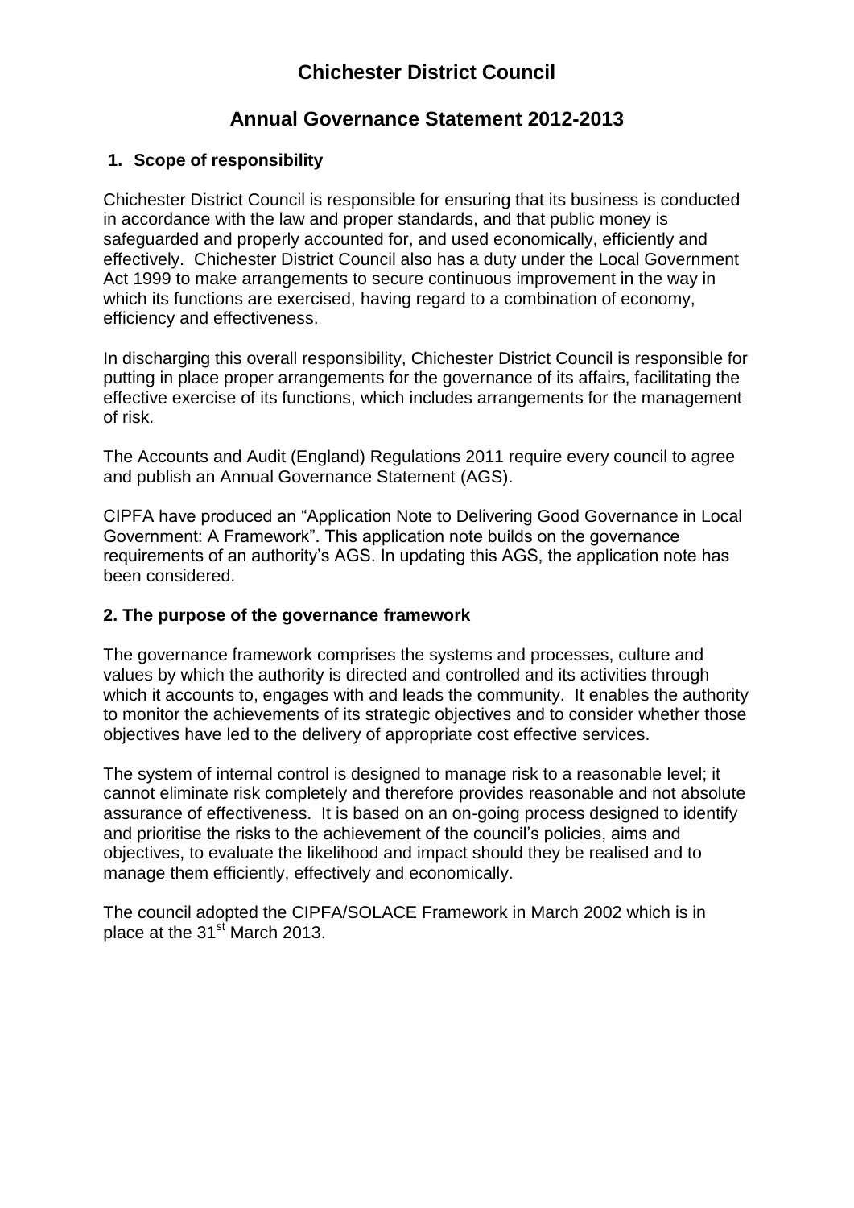# Chichester District Council

## Annual Governance Statement 2012-2013

### 1. Scope of responsibility

Chichester District Council is responsible for ensuring that its business is conducted in accordance with the law and proper standards, and that public money is safeguarded and properly accounted for, and used economically, efficiently and effectively. Chichester District Council also has a duty under the Local Government Act 1999 to make arrangements to secure continuous improvement in the way in which its functions are exercised, having regard to a combination of economy, efficiency and effectiveness.

In discharging this overall responsibility, Chichester District Council is responsible for putting in place proper arrangements for the governance of its affairs, facilitating the effective exercise of its functions, which includes arrangements for the management of risk.

The Accounts and Audit (England) Regulations 2011 require every council to agree and publish an Annual Governance Statement (AGS).

CIPFA have produced an "Application Note to Delivering Good Governance in Local Government: A Framework". This application note builds on the governance requirements of an authority's AGS. In updating this AGS, the application note has been considered.

### 2. The purpose of the governance framework

The governance framework comprises the systems and processes, culture and values by which the authority is directed and controlled and its activities through which it accounts to, engages with and leads the community. It enables the authority to monitor the achievements of its strategic objectives and to consider whether those objectives have led to the delivery of appropriate cost effective services.

The system of internal control is designed to manage risk to a reasonable level; it cannot eliminate risk completely and therefore provides reasonable and not absolute assurance of effectiveness. It is based on an on-going process designed to identify and prioritise the risks to the achievement of the council's policies, aims and objectives, to evaluate the likelihood and impact should they be realised and to manage them efficiently, effectively and economically.

The council adopted the CIPFA/SOLACE Framework in March 2002 which is in place at the 31st March 2013.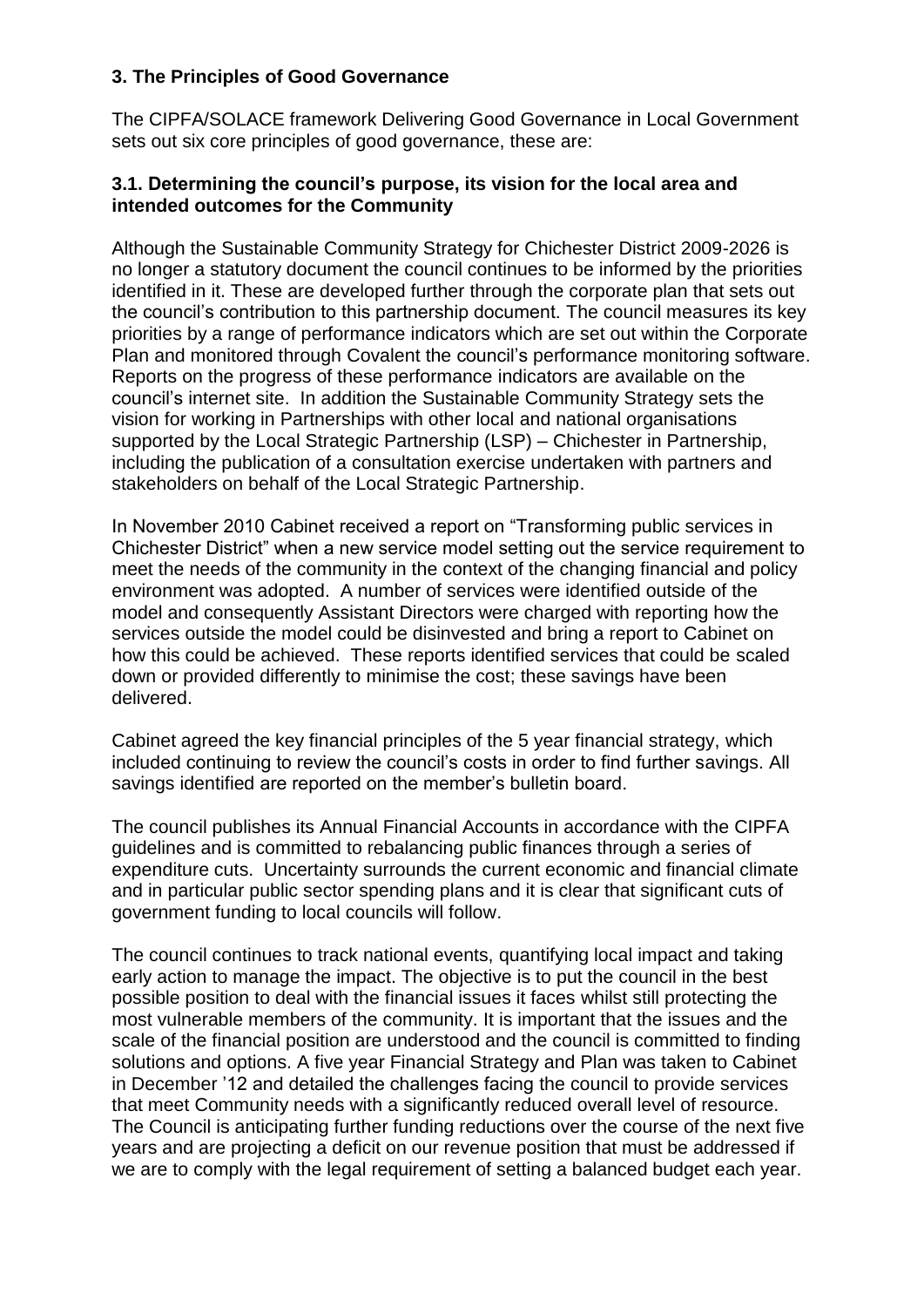## 3. The Principles of Good Governance

The CIPFA/SOLACE framework Delivering Good Governance in Local Government sets out six core principles of good governance, these are:

### 3.1. Determining the council's purpose, its vision for the local area and intended outcomes for the Community

Although the Sustainable Community Strategy for Chichester District 2009-2026 is no longer a statutory document the council continues to be informed by the priorities identified in it. These are developed further through the corporate plan that sets out the council's contribution to this partnership document. The council measures its key priorities by a range of performance indicators which are set out within the Corporate Plan and monitored through Covalent the council's performance monitoring software. Reports on the progress of these performance indicators are available on the council's internet site. In addition the Sustainable Community Strategy sets the vision for working in Partnerships with other local and national organisations supported by the Local Strategic Partnership (LSP) – Chichester in Partnership, including the publication of a consultation exercise undertaken with partners and stakeholders on behalf of the Local Strategic Partnership.

In November 2010 Cabinet received a report on "Transforming public services in Chichester District" when a new service model setting out the service requirement to meet the needs of the community in the context of the changing financial and policy environment was adopted. A number of services were identified outside of the model and consequently Assistant Directors were charged with reporting how the services outside the model could be disinvested and bring a report to Cabinet on how this could be achieved. These reports identified services that could be scaled down or provided differently to minimise the cost; these savings have been delivered.

Cabinet agreed the key financial principles of the 5 year financial strategy, which included continuing to review the council's costs in order to find further savings. All savings identified are reported on the member's bulletin board.

The council publishes its Annual Financial Accounts in accordance with the CIPFA guidelines and is committed to rebalancing public finances through a series of expenditure cuts. Uncertainty surrounds the current economic and financial climate and in particular public sector spending plans and it is clear that significant cuts of government funding to local councils will follow.

The council continues to track national events, quantifying local impact and taking early action to manage the impact. The objective is to put the council in the best possible position to deal with the financial issues it faces whilst still protecting the most vulnerable members of the community. It is important that the issues and the scale of the financial position are understood and the council is committed to finding solutions and options. A five year Financial Strategy and Plan was taken to Cabinet in December '12 and detailed the challenges facing the council to provide services that meet Community needs with a significantly reduced overall level of resource. The Council is anticipating further funding reductions over the course of the next five years and are projecting a deficit on our revenue position that must be addressed if we are to comply with the legal requirement of setting a balanced budget each year.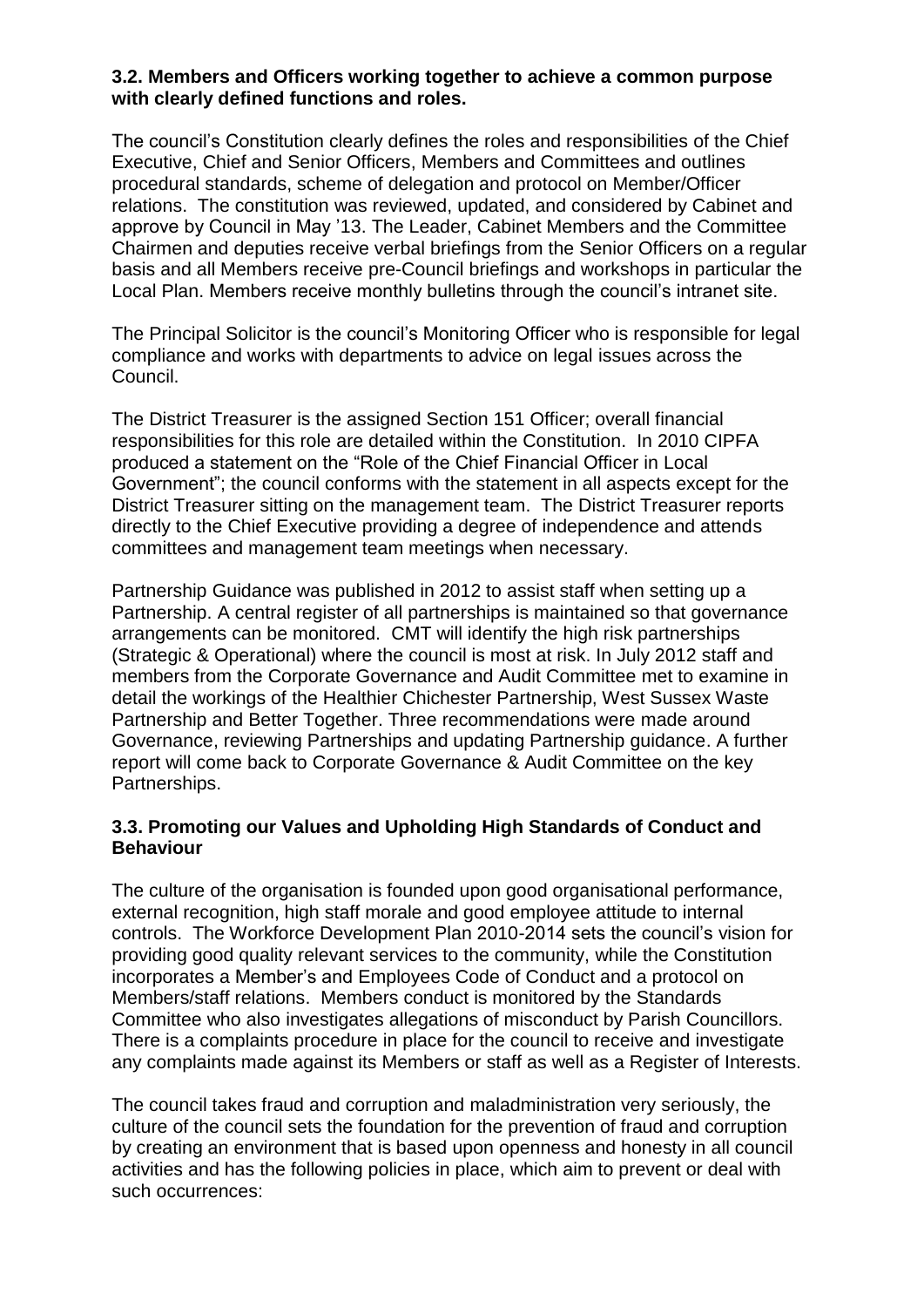### 3.2. Members and Officers working together to achieve a common purpose with clearly defined functions and roles.

The council's Constitution clearly defines the roles and responsibilities of the Chief Executive, Chief and Senior Officers, Members and Committees and outlines procedural standards, scheme of delegation and protocol on Member/Officer relations. The constitution was reviewed, updated, and considered by Cabinet and approve by Council in May '13. The Leader, Cabinet Members and the Committee Chairmen and deputies receive verbal briefings from the Senior Officers on a regular basis and all Members receive pre-Council briefings and workshops in particular the Local Plan. Members receive monthly bulletins through the council's intranet site.

The Principal Solicitor is the council's Monitoring Officer who is responsible for legal compliance and works with departments to advice on legal issues across the Council.

The District Treasurer is the assigned Section 151 Officer; overall financial responsibilities for this role are detailed within the Constitution. In 2010 CIPFA produced a statement on the "Role of the Chief Financial Officer in Local Government"; the council conforms with the statement in all aspects except for the District Treasurer sitting on the management team. The District Treasurer reports directly to the Chief Executive providing a degree of independence and attends committees and management team meetings when necessary.

Partnership Guidance was published in 2012 to assist staff when setting up a Partnership. A central register of all partnerships is maintained so that governance arrangements can be monitored. CMT will identify the high risk partnerships (Strategic & Operational) where the council is most at risk. In July 2012 staff and members from the Corporate Governance and Audit Committee met to examine in detail the workings of the Healthier Chichester Partnership, West Sussex Waste Partnership and Better Together. Three recommendations were made around Governance, reviewing Partnerships and updating Partnership guidance. A further report will come back to Corporate Governance & Audit Committee on the key Partnerships.

### 3.3. Promoting our Values and Upholding High Standards of Conduct and Behaviour

The culture of the organisation is founded upon good organisational performance, external recognition, high staff morale and good employee attitude to internal controls. The Workforce Development Plan 2010-2014 sets the council's vision for providing good quality relevant services to the community, while the Constitution incorporates a Member's and Employees Code of Conduct and a protocol on Members/staff relations. Members conduct is monitored by the Standards Committee who also investigates allegations of misconduct by Parish Councillors. There is a complaints procedure in place for the council to receive and investigate any complaints made against its Members or staff as well as a Register of Interests.

The council takes fraud and corruption and maladministration very seriously, the culture of the council sets the foundation for the prevention of fraud and corruption by creating an environment that is based upon openness and honesty in all council activities and has the following policies in place, which aim to prevent or deal with such occurrences: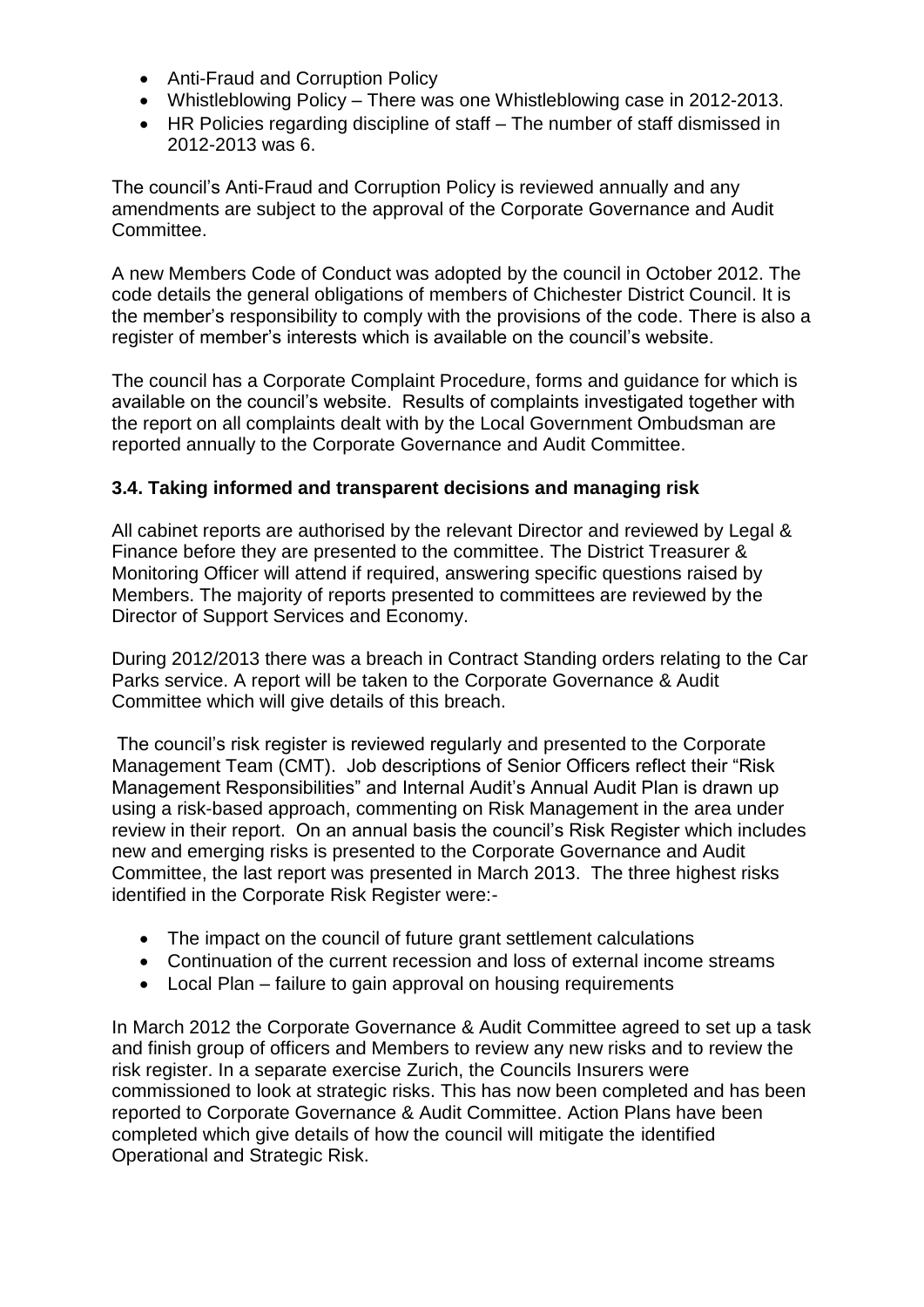- Anti-Fraud and Corruption Policy
- Whistleblowing Policy – There was one Whistleblowing case in 2012-2013.
- HR Policies regarding discipline of staff – The number of staff dismissed in 2012-2013 was 6.

The council's Anti-Fraud and Corruption Policy is reviewed annually and any amendments are subject to the approval of the Corporate Governance and Audit Committee.

A new Members Code of Conduct was adopted by the council in October 2012. The code details the general obligations of members of Chichester District Council. It is the member's responsibility to comply with the provisions of the code. There is also a register of member's interests which is available on the council's website.

The council has a Corporate Complaint Procedure, forms and guidance for which is available on the council's website. Results of complaints investigated together with the report on all complaints dealt with by the Local Government Ombudsman are reported annually to the Corporate Governance and Audit Committee.

### 3.4. Taking informed and transparent decisions and managing risk

All cabinet reports are authorised by the relevant Director and reviewed by Legal & Finance before they are presented to the committee. The District Treasurer & Monitoring Officer will attend if required, answering specific questions raised by Members. The majority of reports presented to committees are reviewed by the Director of Support Services and Economy.

During 2012/2013 there was a breach in Contract Standing orders relating to the Car Parks service. A report will be taken to the Corporate Governance & Audit Committee which will give details of this breach.

The council's risk register is reviewed regularly and presented to the Corporate Management Team (CMT). Job descriptions of Senior Officers reflect their "Risk Management Responsibilities" and Internal Audit's Annual Audit Plan is drawn up using a risk-based approach, commenting on Risk Management in the area under review in their report. On an annual basis the council's Risk Register which includes new and emerging risks is presented to the Corporate Governance and Audit Committee, the last report was presented in March 2013. The three highest risks identified in the Corporate Risk Register were:-

- The impact on the council of future grant settlement calculations
- Continuation of the current recession and loss of external income streams
- Local Plan – failure to gain approval on housing requirements

In March 2012 the Corporate Governance & Audit Committee agreed to set up a task and finish group of officers and Members to review any new risks and to review the risk register. In a separate exercise Zurich, the Councils Insurers were commissioned to look at strategic risks. This has now been completed and has been reported to Corporate Governance & Audit Committee. Action Plans have been completed which give details of how the council will mitigate the identified Operational and Strategic Risk.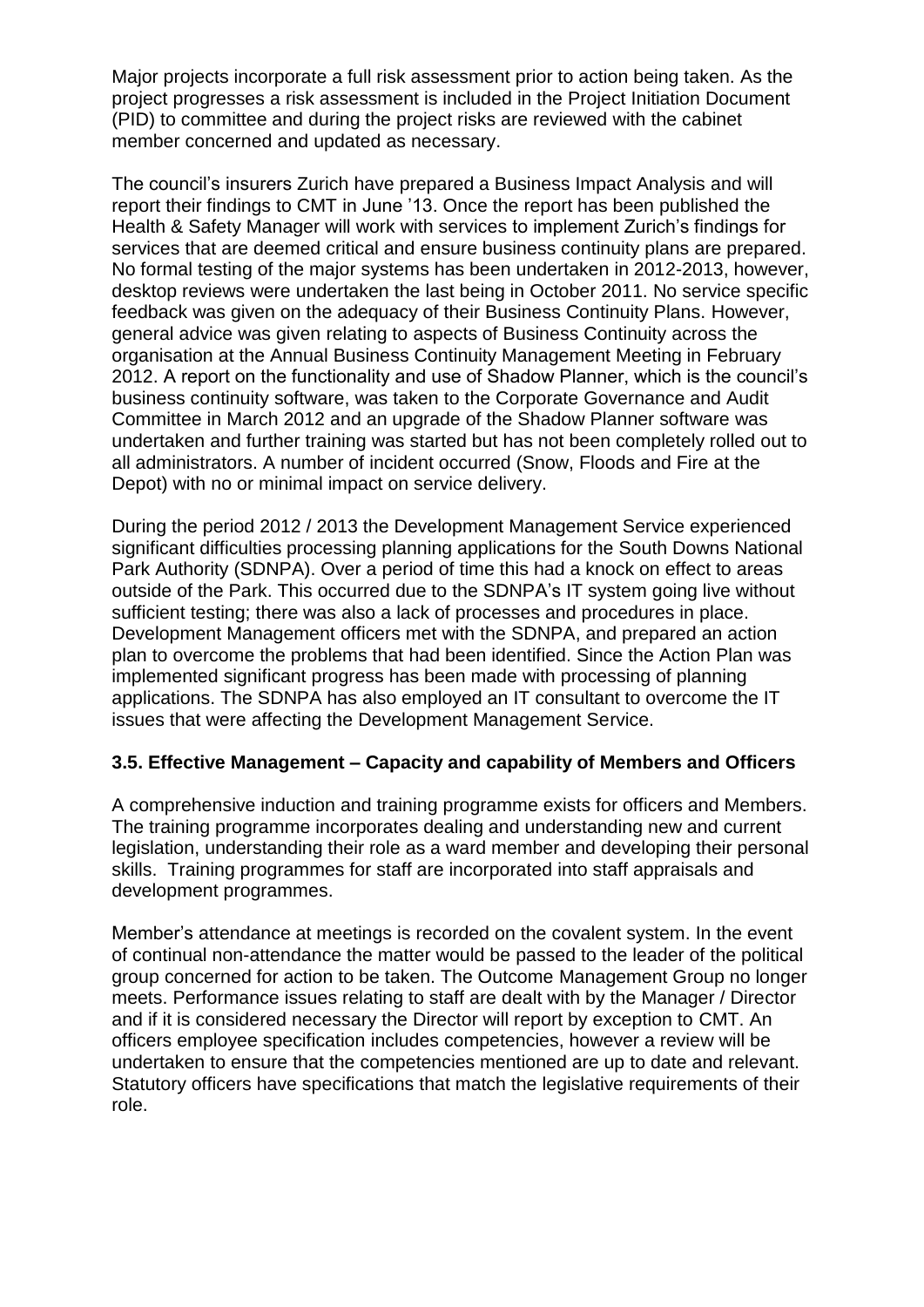Major projects incorporate a full risk assessment prior to action being taken. As the project progresses a risk assessment is included in the Project Initiation Document (PID) to committee and during the project risks are reviewed with the cabinet member concerned and updated as necessary.

The council's insurers Zurich have prepared a Business Impact Analysis and will report their findings to CMT in June '13. Once the report has been published the Health & Safety Manager will work with services to implement Zurich's findings for services that are deemed critical and ensure business continuity plans are prepared. No formal testing of the major systems has been undertaken in 2012-2013, however, desktop reviews were undertaken the last being in October 2011. No service specific feedback was given on the adequacy of their Business Continuity Plans. However, general advice was given relating to aspects of Business Continuity across the organisation at the Annual Business Continuity Management Meeting in February 2012. A report on the functionality and use of Shadow Planner, which is the council's business continuity software, was taken to the Corporate Governance and Audit Committee in March 2012 and an upgrade of the Shadow Planner software was undertaken and further training was started but has not been completely rolled out to all administrators. A number of incident occurred (Snow, Floods and Fire at the Depot) with no or minimal impact on service delivery.

During the period 2012 / 2013 the Development Management Service experienced significant difficulties processing planning applications for the South Downs National Park Authority (SDNPA). Over a period of time this had a knock on effect to areas outside of the Park. This occurred due to the SDNPA's IT system going live without sufficient testing; there was also a lack of processes and procedures in place. Development Management officers met with the SDNPA, and prepared an action plan to overcome the problems that had been identified. Since the Action Plan was implemented significant progress has been made with processing of planning applications. The SDNPA has also employed an IT consultant to overcome the IT issues that were affecting the Development Management Service.

### 3.5. Effective Management – Capacity and capability of Members and Officers

A comprehensive induction and training programme exists for officers and Members. The training programme incorporates dealing and understanding new and current legislation, understanding their role as a ward member and developing their personal skills. Training programmes for staff are incorporated into staff appraisals and development programmes.

Member's attendance at meetings is recorded on the covalent system. In the event of continual non-attendance the matter would be passed to the leader of the political group concerned for action to be taken. The Outcome Management Group no longer meets. Performance issues relating to staff are dealt with by the Manager / Director and if it is considered necessary the Director will report by exception to CMT. An officers employee specification includes competencies, however a review will be undertaken to ensure that the competencies mentioned are up to date and relevant. Statutory officers have specifications that match the legislative requirements of their role.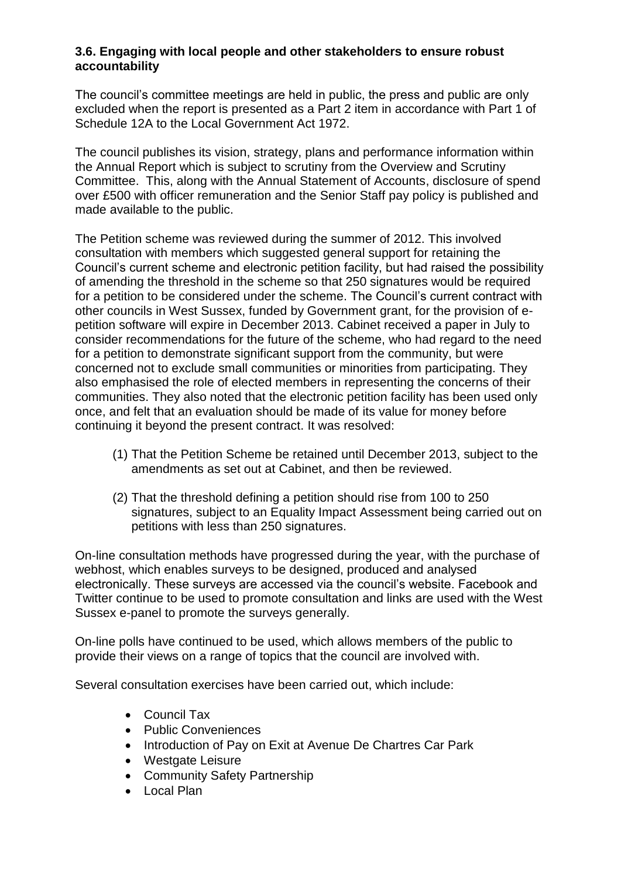### 3.6. Engaging with local people and other stakeholders to ensure robust accountability

The council's committee meetings are held in public, the press and public are only excluded when the report is presented as a Part 2 item in accordance with Part 1 of Schedule 12A to the Local Government Act 1972.

The council publishes its vision, strategy, plans and performance information within the Annual Report which is subject to scrutiny from the Overview and Scrutiny Committee. This, along with the Annual Statement of Accounts, disclosure of spend over £500 with officer remuneration and the Senior Staff pay policy is published and made available to the public.

The Petition scheme was reviewed during the summer of 2012. This involved consultation with members which suggested general support for retaining the Council's current scheme and electronic petition facility, but had raised the possibility of amending the threshold in the scheme so that 250 signatures would be required for a petition to be considered under the scheme. The Council's current contract with other councils in West Sussex, funded by Government grant, for the provision of e-petition software will expire in December 2013. Cabinet received a paper in July to consider recommendations for the future of the scheme, who had regard to the need for a petition to demonstrate significant support from the community, but were concerned not to exclude small communities or minorities from participating. They also emphasised the role of elected members in representing the concerns of their communities. They also noted that the electronic petition facility has been used only once, and felt that an evaluation should be made of its value for money before continuing it beyond the present contract. It was resolved:

(1) That the Petition Scheme be retained until December 2013, subject to the amendments as set out at Cabinet, and then be reviewed.

(2) That the threshold defining a petition should rise from 100 to 250 signatures, subject to an Equality Impact Assessment being carried out on petitions with less than 250 signatures.

On-line consultation methods have progressed during the year, with the purchase of webhost, which enables surveys to be designed, produced and analysed electronically. These surveys are accessed via the council's website. Facebook and Twitter continue to be used to promote consultation and links are used with the West Sussex e-panel to promote the surveys generally.

On-line polls have continued to be used, which allows members of the public to provide their views on a range of topics that the council are involved with.

Several consultation exercises have been carried out, which include:

- Council Tax
- Public Conveniences
- Introduction of Pay on Exit at Avenue De Chartres Car Park
- Westgate Leisure
- Community Safety Partnership
- Local Plan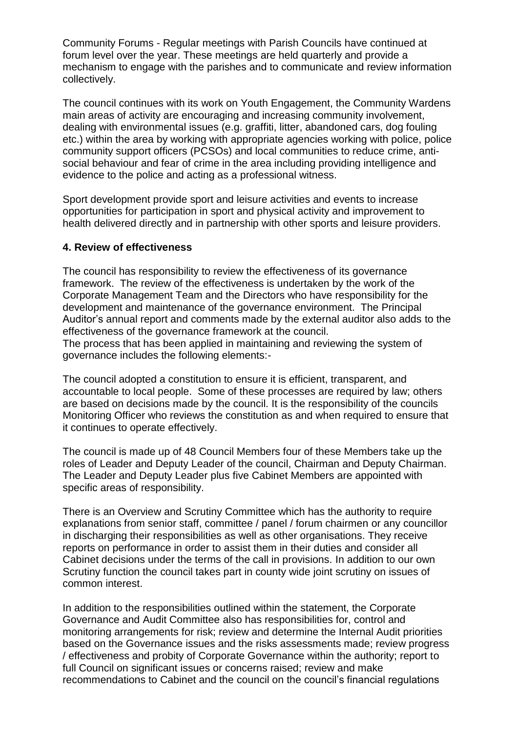Community Forums - Regular meetings with Parish Councils have continued at forum level over the year. These meetings are held quarterly and provide a mechanism to engage with the parishes and to communicate and review information collectively.

The council continues with its work on Youth Engagement, the Community Wardens main areas of activity are encouraging and increasing community involvement, dealing with environmental issues (e.g. graffiti, litter, abandoned cars, dog fouling etc.) within the area by working with appropriate agencies working with police, police community support officers (PCSOs) and local communities to reduce crime, anti-social behaviour and fear of crime in the area including providing intelligence and evidence to the police and acting as a professional witness.

Sport development provide sport and leisure activities and events to increase opportunities for participation in sport and physical activity and improvement to health delivered directly and in partnership with other sports and leisure providers.

## 4. Review of effectiveness

The council has responsibility to review the effectiveness of its governance framework. The review of the effectiveness is undertaken by the work of the Corporate Management Team and the Directors who have responsibility for the development and maintenance of the governance environment. The Principal Auditor's annual report and comments made by the external auditor also adds to the effectiveness of the governance framework at the council.
The process that has been applied in maintaining and reviewing the system of governance includes the following elements:-

The council adopted a constitution to ensure it is efficient, transparent, and accountable to local people. Some of these processes are required by law; others are based on decisions made by the council. It is the responsibility of the councils Monitoring Officer who reviews the constitution as and when required to ensure that it continues to operate effectively.

The council is made up of 48 Council Members four of these Members take up the roles of Leader and Deputy Leader of the council, Chairman and Deputy Chairman. The Leader and Deputy Leader plus five Cabinet Members are appointed with specific areas of responsibility.

There is an Overview and Scrutiny Committee which has the authority to require explanations from senior staff, committee / panel / forum chairmen or any councillor in discharging their responsibilities as well as other organisations. They receive reports on performance in order to assist them in their duties and consider all Cabinet decisions under the terms of the call in provisions. In addition to our own Scrutiny function the council takes part in county wide joint scrutiny on issues of common interest.

In addition to the responsibilities outlined within the statement, the Corporate Governance and Audit Committee also has responsibilities for, control and monitoring arrangements for risk; review and determine the Internal Audit priorities based on the Governance issues and the risks assessments made; review progress / effectiveness and probity of Corporate Governance within the authority; report to full Council on significant issues or concerns raised; review and make recommendations to Cabinet and the council on the council's financial regulations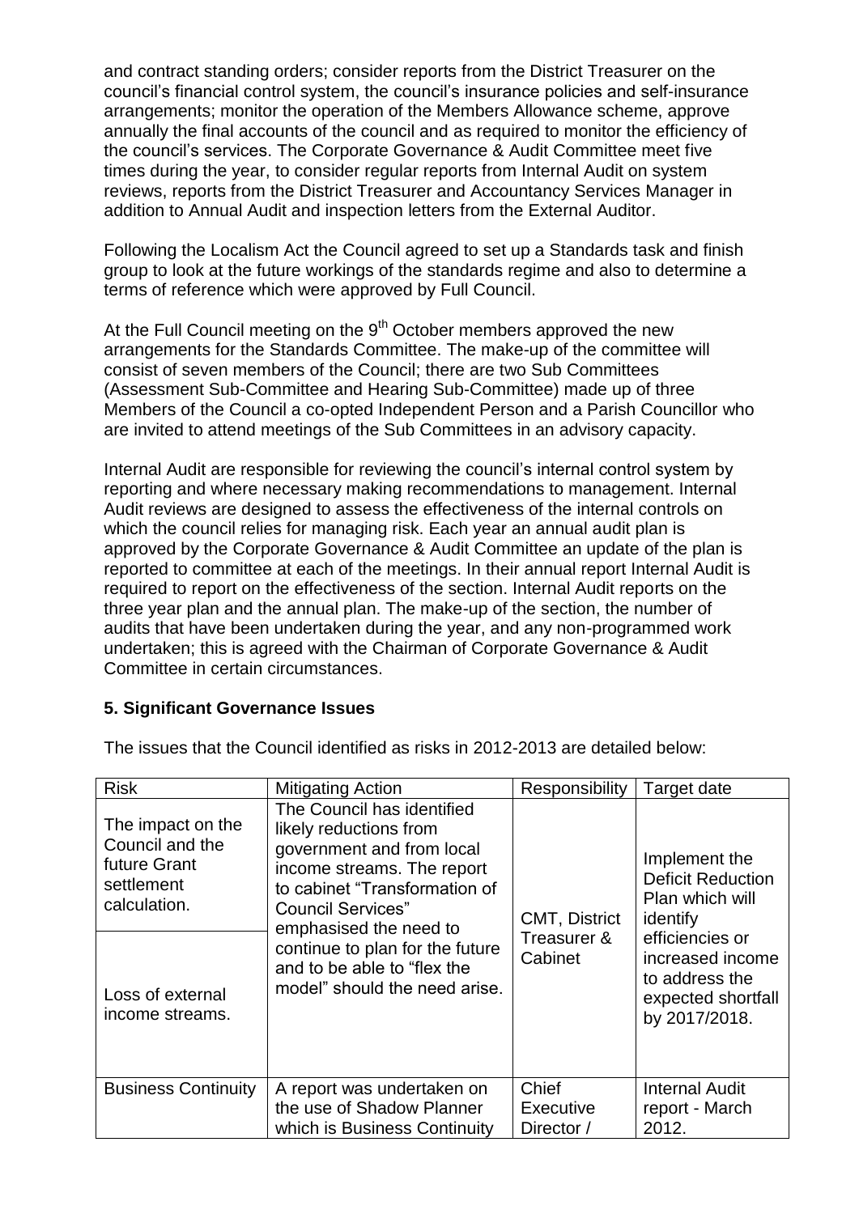and contract standing orders; consider reports from the District Treasurer on the council's financial control system, the council's insurance policies and self-insurance arrangements; monitor the operation of the Members Allowance scheme, approve annually the final accounts of the council and as required to monitor the efficiency of the council's services. The Corporate Governance & Audit Committee meet five times during the year, to consider regular reports from Internal Audit on system reviews, reports from the District Treasurer and Accountancy Services Manager in addition to Annual Audit and inspection letters from the External Auditor.

Following the Localism Act the Council agreed to set up a Standards task and finish group to look at the future workings of the standards regime and also to determine a terms of reference which were approved by Full Council.

At the Full Council meeting on the 9th October members approved the new arrangements for the Standards Committee. The make-up of the committee will consist of seven members of the Council; there are two Sub Committees (Assessment Sub-Committee and Hearing Sub-Committee) made up of three Members of the Council a co-opted Independent Person and a Parish Councillor who are invited to attend meetings of the Sub Committees in an advisory capacity.

Internal Audit are responsible for reviewing the council's internal control system by reporting and where necessary making recommendations to management. Internal Audit reviews are designed to assess the effectiveness of the internal controls on which the council relies for managing risk. Each year an annual audit plan is approved by the Corporate Governance & Audit Committee an update of the plan is reported to committee at each of the meetings. In their annual report Internal Audit is required to report on the effectiveness of the section. Internal Audit reports on the three year plan and the annual plan. The make-up of the section, the number of audits that have been undertaken during the year, and any non-programmed work undertaken; this is agreed with the Chairman of Corporate Governance & Audit Committee in certain circumstances.

## 5. Significant Governance Issues

The issues that the Council identified as risks in 2012-2013 are detailed below:

| Risk | Mitigating Action | Responsibility | Target date |
|---|---|---|---|
| The impact on the Council and the future Grant settlement calculation.<br><br>Loss of external income streams. | The Council has identified likely reductions from government and from local income streams. The report to cabinet "Transformation of Council Services" emphasised the need to continue to plan for the future and to be able to "flex the model" should the need arise. | CMT, District Treasurer & Cabinet | Implement the Deficit Reduction Plan which will identify efficiencies or increased income to address the expected shortfall by 2017/2018. |
| Business Continuity | A report was undertaken on the use of Shadow Planner which is Business Continuity | Chief Executive Director / | Internal Audit report - March 2012. |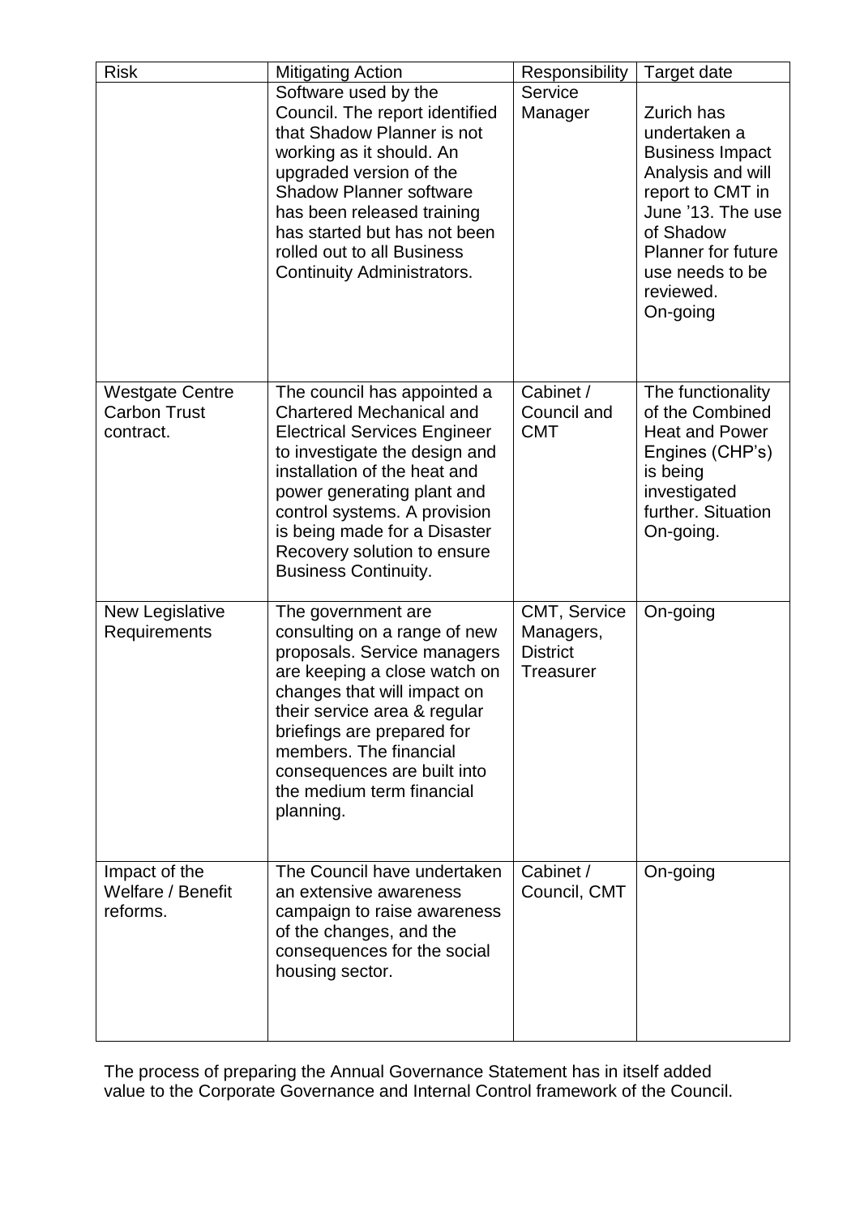| Risk | Mitigating Action | Responsibility | Target date |
| --- | --- | --- | --- |
| | Software used by the Council. The report identified that Shadow Planner is not working as it should. An upgraded version of the Shadow Planner software has been released training has started but has not been rolled out to all Business Continuity Administrators. | Service Manager | Zurich has undertaken a Business Impact Analysis and will report to CMT in June '13. The use of Shadow Planner for future use needs to be reviewed. On-going |
| Westgate Centre Carbon Trust contract. | The council has appointed a Chartered Mechanical and Electrical Services Engineer to investigate the design and installation of the heat and power generating plant and control systems. A provision is being made for a Disaster Recovery solution to ensure Business Continuity. | Cabinet / Council and CMT | The functionality of the Combined Heat and Power Engines (CHP's) is being investigated further. Situation On-going. |
| New Legislative Requirements | The government are consulting on a range of new proposals. Service managers are keeping a close watch on changes that will impact on their service area & regular briefings are prepared for members. The financial consequences are built into the medium term financial planning. | CMT, Service Managers, District Treasurer | On-going |
| Impact of the Welfare / Benefit reforms. | The Council have undertaken an extensive awareness campaign to raise awareness of the changes, and the consequences for the social housing sector. | Cabinet / Council, CMT | On-going |

The process of preparing the Annual Governance Statement has in itself added value to the Corporate Governance and Internal Control framework of the Council.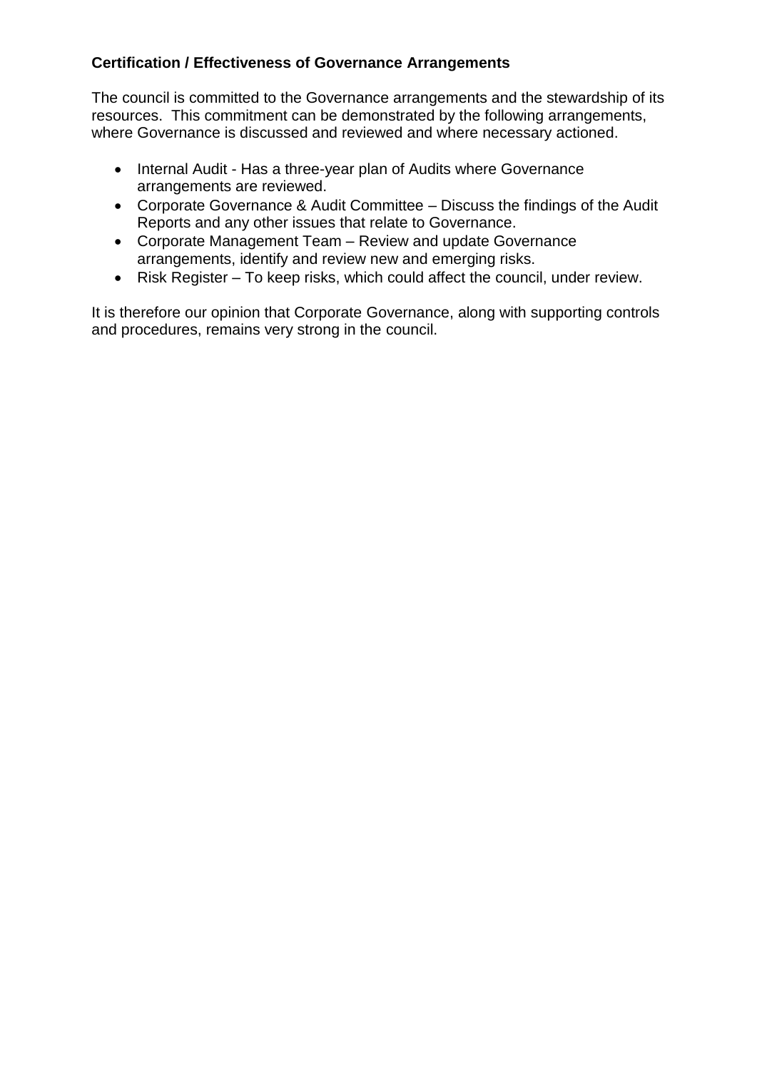**Certification / Effectiveness of Governance Arrangements**

The council is committed to the Governance arrangements and the stewardship of its resources. This commitment can be demonstrated by the following arrangements, where Governance is discussed and reviewed and where necessary actioned.

- Internal Audit - Has a three-year plan of Audits where Governance arrangements are reviewed.
- Corporate Governance & Audit Committee – Discuss the findings of the Audit Reports and any other issues that relate to Governance.
- Corporate Management Team – Review and update Governance arrangements, identify and review new and emerging risks.
- Risk Register – To keep risks, which could affect the council, under review.

It is therefore our opinion that Corporate Governance, along with supporting controls and procedures, remains very strong in the council.